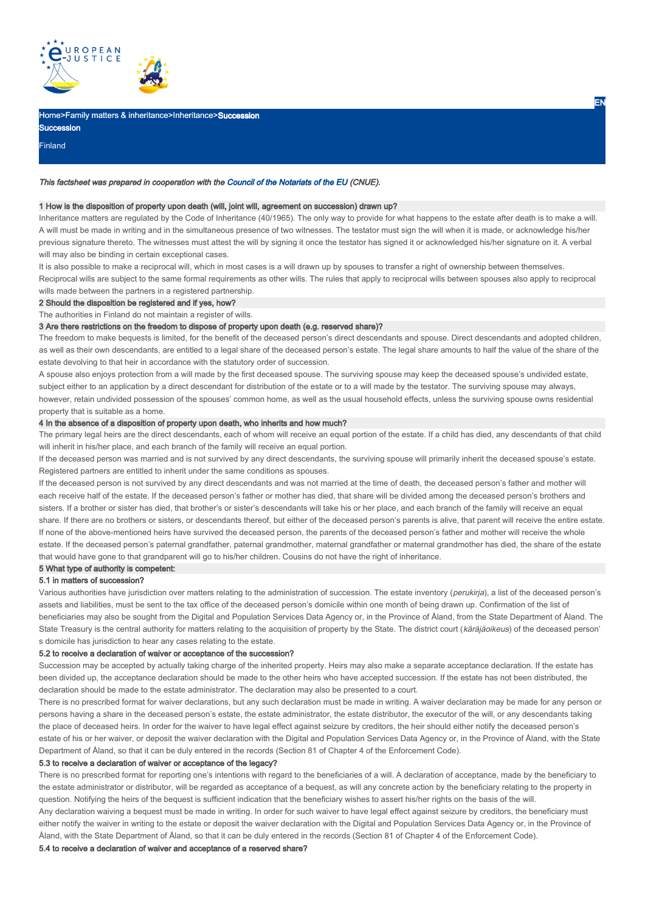Home>Family matters & inheritance>Inheritance>**Succession**

**Succession**

Finland

*This factsheet was prepared in cooperation with the Council of the Notariats of the EU (CNUE).*

## 1 How is the disposition of property upon death (will, joint will, agreement on succession) drawn up?

Inheritance matters are regulated by the Code of Inheritance (40/1965). The only way to provide for what happens to the estate after death is to make a will. A will must be made in writing and in the simultaneous presence of two witnesses. The testator must sign the will when it is made, or acknowledge his/her previous signature thereto. The witnesses must attest the will by signing it once the testator has signed it or acknowledged his/her signature on it. A verbal will may also be binding in certain exceptional cases.

It is also possible to make a reciprocal will, which in most cases is a will drawn up by spouses to transfer a right of ownership between themselves. Reciprocal wills are subject to the same formal requirements as other wills. The rules that apply to reciprocal wills between spouses also apply to reciprocal wills made between the partners in a registered partnership.

## 2 Should the disposition be registered and if yes, how?

The authorities in Finland do not maintain a register of wills.

## 3 Are there restrictions on the freedom to dispose of property upon death (e.g. reserved share)?

The freedom to make bequests is limited, for the benefit of the deceased person's direct descendants and spouse. Direct descendants and adopted children, as well as their own descendants, are entitled to a legal share of the deceased person's estate. The legal share amounts to half the value of the share of the estate devolving to that heir in accordance with the statutory order of succession.

A spouse also enjoys protection from a will made by the first deceased spouse. The surviving spouse may keep the deceased spouse's undivided estate, subject either to an application by a direct descendant for distribution of the estate or to a will made by the testator. The surviving spouse may always, however, retain undivided possession of the spouses' common home, as well as the usual household effects, unless the surviving spouse owns residential property that is suitable as a home.

## 4 In the absence of a disposition of property upon death, who inherits and how much?

The primary legal heirs are the direct descendants, each of whom will receive an equal portion of the estate. If a child has died, any descendants of that child will inherit in his/her place, and each branch of the family will receive an equal portion.

If the deceased person was married and is not survived by any direct descendants, the surviving spouse will primarily inherit the deceased spouse's estate. Registered partners are entitled to inherit under the same conditions as spouses.

If the deceased person is not survived by any direct descendants and was not married at the time of death, the deceased person's father and mother will each receive half of the estate. If the deceased person's father or mother has died, that share will be divided among the deceased person's brothers and sisters. If a brother or sister has died, that brother's or sister's descendants will take his or her place, and each branch of the family will receive an equal share. If there are no brothers or sisters, or descendants thereof, but either of the deceased person's parents is alive, that parent will receive the entire estate. If none of the above-mentioned heirs have survived the deceased person, the parents of the deceased person's father and mother will receive the whole estate. If the deceased person's paternal grandfather, paternal grandmother, maternal grandfather or maternal grandmother has died, the share of the estate that would have gone to that grandparent will go to his/her children. Cousins do not have the right of inheritance.

## 5 What type of authority is competent:

### 5.1 in matters of succession?

Various authorities have jurisdiction over matters relating to the administration of succession. The estate inventory (*perukirja*), a list of the deceased person's assets and liabilities, must be sent to the tax office of the deceased person's domicile within one month of being drawn up. Confirmation of the list of beneficiaries may also be sought from the Digital and Population Services Data Agency or, in the Province of Åland, from the State Department of Åland. The State Treasury is the central authority for matters relating to the acquisition of property by the State. The district court (*käräjäoikeus*) of the deceased person's domicile has jurisdiction to hear any cases relating to the estate.

### 5.2 to receive a declaration of waiver or acceptance of the succession?

Succession may be accepted by actually taking charge of the inherited property. Heirs may also make a separate acceptance declaration. If the estate has been divided up, the acceptance declaration should be made to the other heirs who have accepted succession. If the estate has not been distributed, the declaration should be made to the estate administrator. The declaration may also be presented to a court.

There is no prescribed format for waiver declarations, but any such declaration must be made in writing. A waiver declaration may be made for any person or persons having a share in the deceased person's estate, the estate administrator, the estate distributor, the executor of the will, or any descendants taking the place of deceased heirs. In order for the waiver to have legal effect against seizure by creditors, the heir should either notify the deceased person's estate of his or her waiver, or deposit the waiver declaration with the Digital and Population Services Data Agency or, in the Province of Åland, with the State Department of Åland, so that it can be duly entered in the records (Section 81 of Chapter 4 of the Enforcement Code).

### 5.3 to receive a declaration of waiver or acceptance of the legacy?

There is no prescribed format for reporting one's intentions with regard to the beneficiaries of a will. A declaration of acceptance, made by the beneficiary to the estate administrator or distributor, will be regarded as acceptance of a bequest, as will any concrete action by the beneficiary relating to the property in question. Notifying the heirs of the bequest is sufficient indication that the beneficiary wishes to assert his/her rights on the basis of the will.

Any declaration waiving a bequest must be made in writing. In order for such waiver to have legal effect against seizure by creditors, the beneficiary must either notify the waiver in writing to the estate or deposit the waiver declaration with the Digital and Population Services Data Agency or, in the Province of Åland, with the State Department of Åland, so that it can be duly entered in the records (Section 81 of Chapter 4 of the Enforcement Code).

### 5.4 to receive a declaration of waiver and acceptance of a reserved share?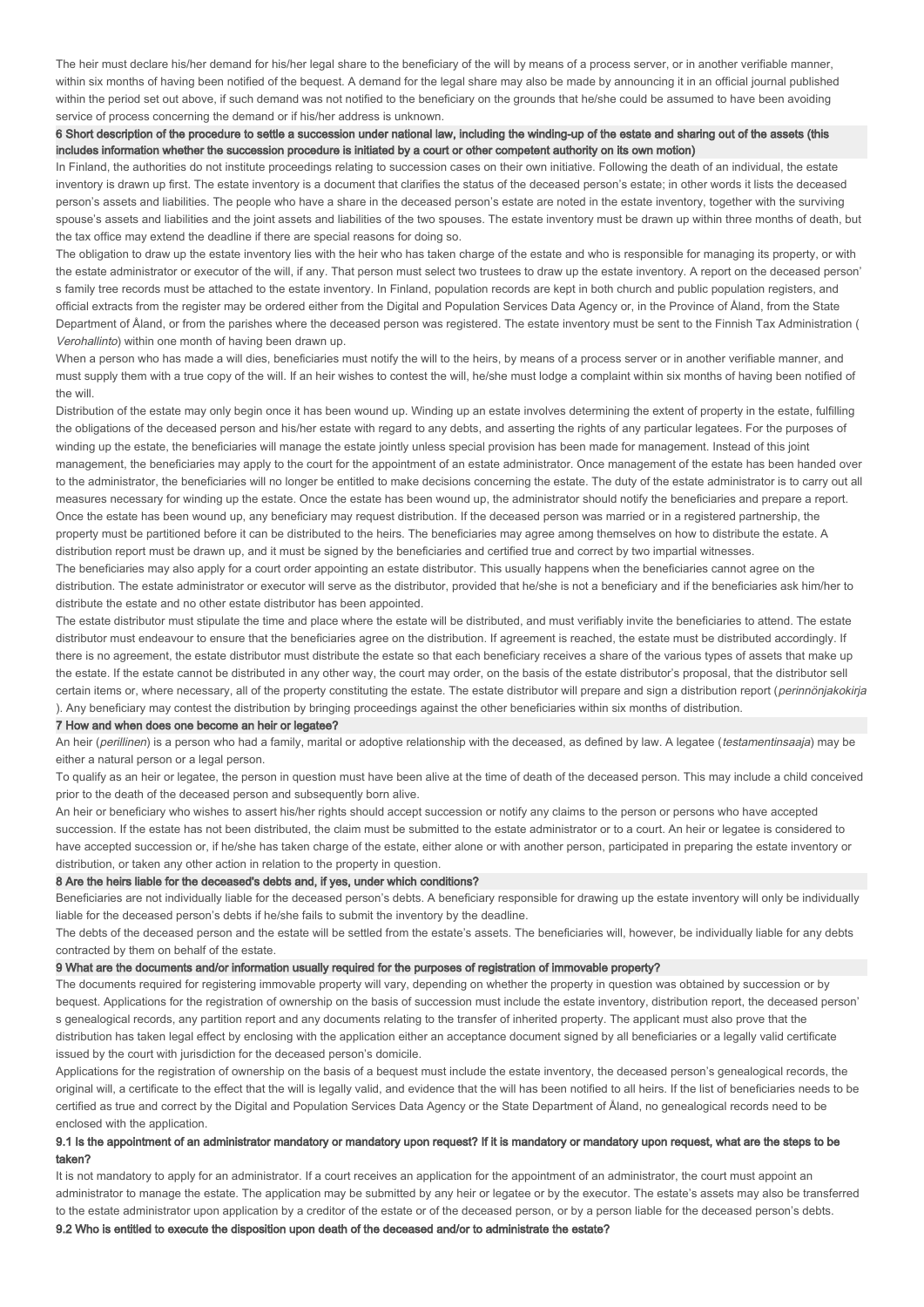The heir must declare his/her demand for his/her legal share to the beneficiary of the will by means of a process server, or in another verifiable manner, within six months of having been notified of the bequest. A demand for the legal share may also be made by announcing it in an official journal published within the period set out above, if such demand was not notified to the beneficiary on the grounds that he/she could be assumed to have been avoiding service of process concerning the demand or if his/her address is unknown.

### 6 Short description of the procedure to settle a succession under national law, including the winding-up of the estate and sharing out of the assets (this includes information whether the succession procedure is initiated by a court or other competent authority on its own motion)

In Finland, the authorities do not institute proceedings relating to succession cases on their own initiative. Following the death of an individual, the estate inventory is drawn up first. The estate inventory is a document that clarifies the status of the deceased person's estate; in other words it lists the deceased person's assets and liabilities. The people who have a share in the deceased person's estate are noted in the estate inventory, together with the surviving spouse's assets and liabilities and the joint assets and liabilities of the two spouses. The estate inventory must be drawn up within three months of death, but the tax office may extend the deadline if there are special reasons for doing so.

The obligation to draw up the estate inventory lies with the heir who has taken charge of the estate and who is responsible for managing its property, or with the estate administrator or executor of the will, if any. That person must select two trustees to draw up the estate inventory. A report on the deceased person's family tree records must be attached to the estate inventory. In Finland, population records are kept in both church and public population registers, and official extracts from the register may be ordered either from the Digital and Population Services Data Agency or, in the Province of Åland, from the State Department of Åland, or from the parishes where the deceased person was registered. The estate inventory must be sent to the Finnish Tax Administration (*Verohallinto*) within one month of having been drawn up.

When a person who has made a will dies, beneficiaries must notify the will to the heirs, by means of a process server or in another verifiable manner, and must supply them with a true copy of the will. If an heir wishes to contest the will, he/she must lodge a complaint within six months of having been notified of the will.

Distribution of the estate may only begin once it has been wound up. Winding up an estate involves determining the extent of property in the estate, fulfilling the obligations of the deceased person and his/her estate with regard to any debts, and asserting the rights of any particular legatees. For the purposes of winding up the estate, the beneficiaries will manage the estate jointly unless special provision has been made for management. Instead of this joint management, the beneficiaries may apply to the court for the appointment of an estate administrator. Once management of the estate has been handed over to the administrator, the beneficiaries will no longer be entitled to make decisions concerning the estate. The duty of the estate administrator is to carry out all measures necessary for winding up the estate. Once the estate has been wound up, the administrator should notify the beneficiaries and prepare a report. Once the estate has been wound up, any beneficiary may request distribution. If the deceased person was married or in a registered partnership, the property must be partitioned before it can be distributed to the heirs. The beneficiaries may agree among themselves on how to distribute the estate. A distribution report must be drawn up, and it must be signed by the beneficiaries and certified true and correct by two impartial witnesses.

The beneficiaries may also apply for a court order appointing an estate distributor. This usually happens when the beneficiaries cannot agree on the distribution. The estate administrator or executor will serve as the distributor, provided that he/she is not a beneficiary and if the beneficiaries ask him/her to distribute the estate and no other estate distributor has been appointed.

The estate distributor must stipulate the time and place where the estate will be distributed, and must verifiably invite the beneficiaries to attend. The estate distributor must endeavour to ensure that the beneficiaries agree on the distribution. If agreement is reached, the estate must be distributed accordingly. If there is no agreement, the estate distributor must distribute the estate so that each beneficiary receives a share of the various types of assets that make up the estate. If the estate cannot be distributed in any other way, the court may order, on the basis of the estate distributor's proposal, that the distributor sell certain items or, where necessary, all of the property constituting the estate. The estate distributor will prepare and sign a distribution report (*perinnönjakokirja*). Any beneficiary may contest the distribution by bringing proceedings against the other beneficiaries within six months of distribution.

### 7 How and when does one become an heir or legatee?

An heir (*perillinen*) is a person who had a family, marital or adoptive relationship with the deceased, as defined by law. A legatee (*testamentinsaaja*) may be either a natural person or a legal person.

To qualify as an heir or legatee, the person in question must have been alive at the time of death of the deceased person. This may include a child conceived prior to the death of the deceased person and subsequently born alive.

An heir or beneficiary who wishes to assert his/her rights should accept succession or notify any claims to the person or persons who have accepted succession. If the estate has not been distributed, the claim must be submitted to the estate administrator or to a court. An heir or legatee is considered to have accepted succession or, if he/she has taken charge of the estate, either alone or with another person, participated in preparing the estate inventory or distribution, or taken any other action in relation to the property in question.

### 8 Are the heirs liable for the deceased's debts and, if yes, under which conditions?

Beneficiaries are not individually liable for the deceased person's debts. A beneficiary responsible for drawing up the estate inventory will only be individually liable for the deceased person's debts if he/she fails to submit the inventory by the deadline.

The debts of the deceased person and the estate will be settled from the estate's assets. The beneficiaries will, however, be individually liable for any debts contracted by them on behalf of the estate.

### 9 What are the documents and/or information usually required for the purposes of registration of immovable property?

The documents required for registering immovable property will vary, depending on whether the property in question was obtained by succession or by bequest. Applications for the registration of ownership on the basis of succession must include the estate inventory, distribution report, the deceased person's genealogical records, any partition report and any documents relating to the transfer of inherited property. The applicant must also prove that the distribution has taken legal effect by enclosing with the application either an acceptance document signed by all beneficiaries or a legally valid certificate issued by the court with jurisdiction for the deceased person's domicile.

Applications for the registration of ownership on the basis of a bequest must include the estate inventory, the deceased person's genealogical records, the original will, a certificate to the effect that the will is legally valid, and evidence that the will has been notified to all heirs. If the list of beneficiaries needs to be certified as true and correct by the Digital and Population Services Data Agency or the State Department of Åland, no genealogical records need to be enclosed with the application.

#### 9.1 Is the appointment of an administrator mandatory or mandatory upon request? If it is mandatory or mandatory upon request, what are the steps to be taken?

It is not mandatory to apply for an administrator. If a court receives an application for the appointment of an administrator, the court must appoint an administrator to manage the estate. The application may be submitted by any heir or legatee or by the executor. The estate's assets may also be transferred to the estate administrator upon application by a creditor of the estate or of the deceased person, or by a person liable for the deceased person's debts.

#### 9.2 Who is entitled to execute the disposition upon death of the deceased and/or to administrate the estate?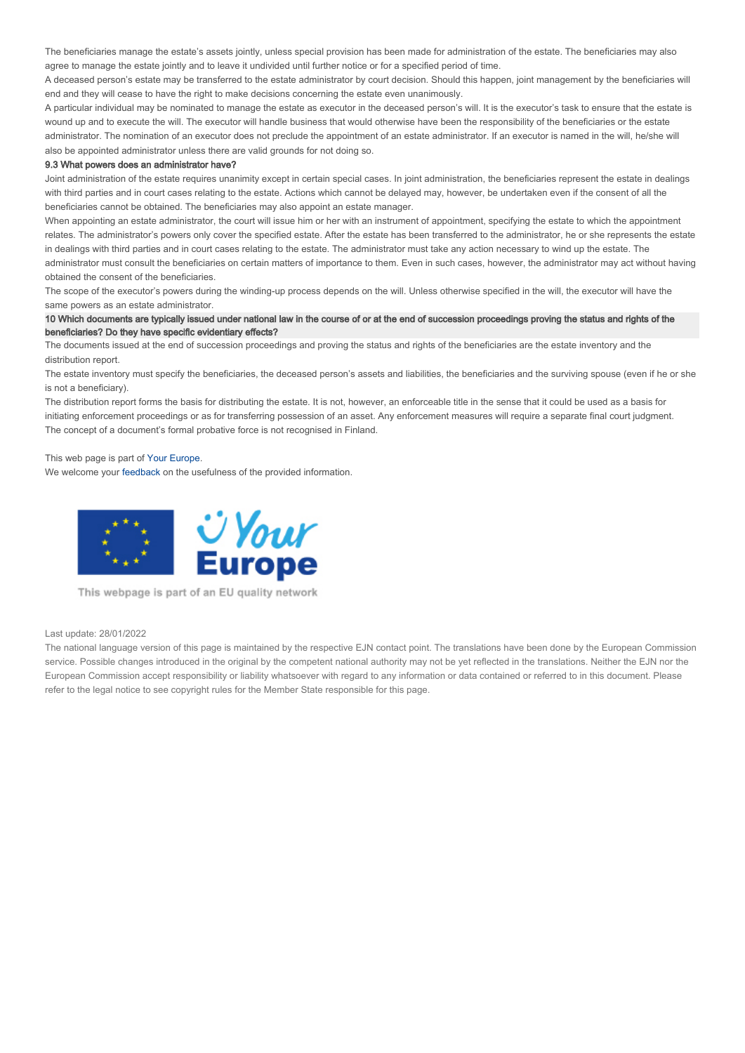The beneficiaries manage the estate's assets jointly, unless special provision has been made for administration of the estate. The beneficiaries may also agree to manage the estate jointly and to leave it undivided until further notice or for a specified period of time.

A deceased person's estate may be transferred to the estate administrator by court decision. Should this happen, joint management by the beneficiaries will end and they will cease to have the right to make decisions concerning the estate even unanimously.

A particular individual may be nominated to manage the estate as executor in the deceased person's will. It is the executor's task to ensure that the estate is wound up and to execute the will. The executor will handle business that would otherwise have been the responsibility of the beneficiaries or the estate administrator. The nomination of an executor does not preclude the appointment of an estate administrator. If an executor is named in the will, he/she will also be appointed administrator unless there are valid grounds for not doing so.

**9.3 What powers does an administrator have?**

Joint administration of the estate requires unanimity except in certain special cases. In joint administration, the beneficiaries represent the estate in dealings with third parties and in court cases relating to the estate. Actions which cannot be delayed may, however, be undertaken even if the consent of all the beneficiaries cannot be obtained. The beneficiaries may also appoint an estate manager.

When appointing an estate administrator, the court will issue him or her with an instrument of appointment, specifying the estate to which the appointment relates. The administrator's powers only cover the specified estate. After the estate has been transferred to the administrator, he or she represents the estate in dealings with third parties and in court cases relating to the estate. The administrator must take any action necessary to wind up the estate. The administrator must consult the beneficiaries on certain matters of importance to them. Even in such cases, however, the administrator may act without having obtained the consent of the beneficiaries.

The scope of the executor's powers during the winding-up process depends on the will. Unless otherwise specified in the will, the executor will have the same powers as an estate administrator.

**10 Which documents are typically issued under national law in the course of or at the end of succession proceedings proving the status and rights of the beneficiaries? Do they have specific evidentiary effects?**

The documents issued at the end of succession proceedings and proving the status and rights of the beneficiaries are the estate inventory and the distribution report.

The estate inventory must specify the beneficiaries, the deceased person's assets and liabilities, the beneficiaries and the surviving spouse (even if he or she is not a beneficiary).

The distribution report forms the basis for distributing the estate. It is not, however, an enforceable title in the sense that it could be used as a basis for initiating enforcement proceedings or as for transferring possession of an asset. Any enforcement measures will require a separate final court judgment.

The concept of a document's formal probative force is not recognised in Finland.

This web page is part of Your Europe.

We welcome your feedback on the usefulness of the provided information.

This webpage is part of an EU quality network

Last update: 28/01/2022

The national language version of this page is maintained by the respective EJN contact point. The translations have been done by the European Commission service. Possible changes introduced in the original by the competent national authority may not be yet reflected in the translations. Neither the EJN nor the European Commission accept responsibility or liability whatsoever with regard to any information or data contained or referred to in this document. Please refer to the legal notice to see copyright rules for the Member State responsible for this page.